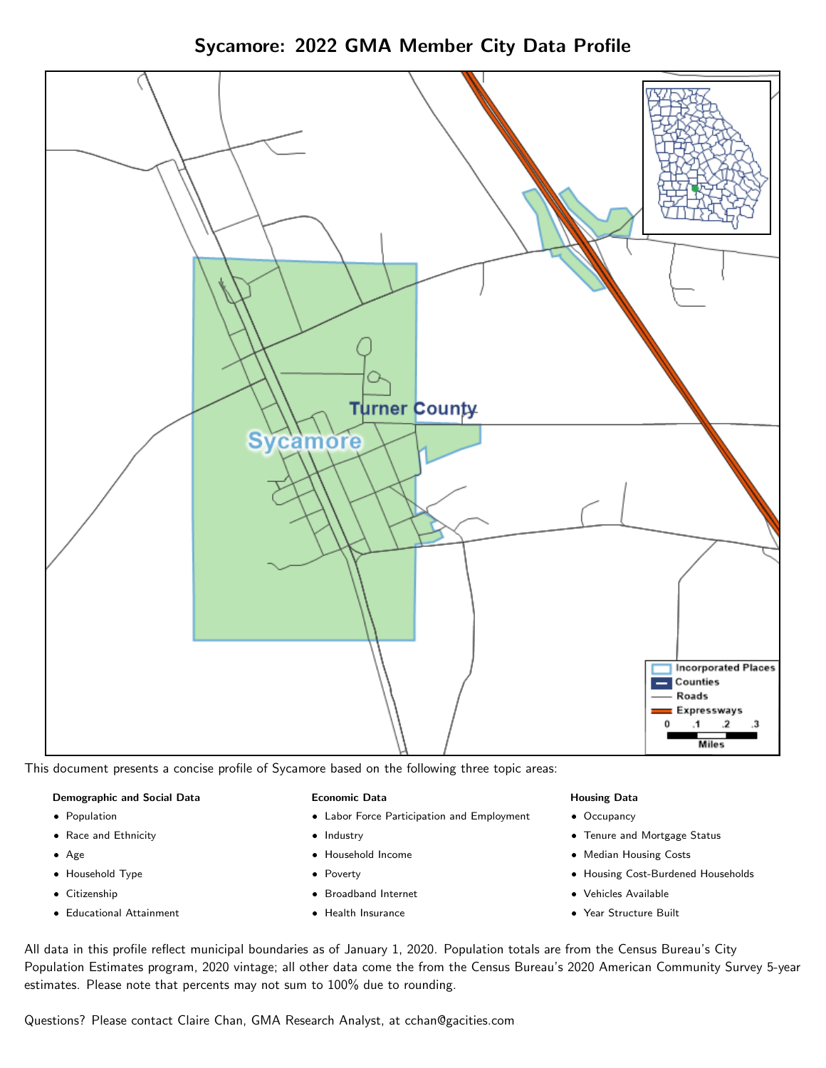# Sycamore: 2022 GMA Member City Data Profile

This document presents a concise profile of Sycamore based on the following three topic areas:

**Demographic and Social Data**

- Population
- Race and Ethnicity
- Age
- Household Type
- Citizenship
- Educational Attainment

**Economic Data**

- Labor Force Participation and Employment
- Industry
- Household Income
- Poverty
- Broadband Internet
- Health Insurance

**Housing Data**

- Occupancy
- Tenure and Mortgage Status
- Median Housing Costs
- Housing Cost-Burdened Households
- Vehicles Available
- Year Structure Built

All data in this profile reflect municipal boundaries as of January 1, 2020. Population totals are from the Census Bureau's City Population Estimates program, 2020 vintage; all other data come the from the Census Bureau's 2020 American Community Survey 5-year estimates. Please note that percents may not sum to 100% due to rounding.

Questions? Please contact Claire Chan, GMA Research Analyst, at cchan@gacities.com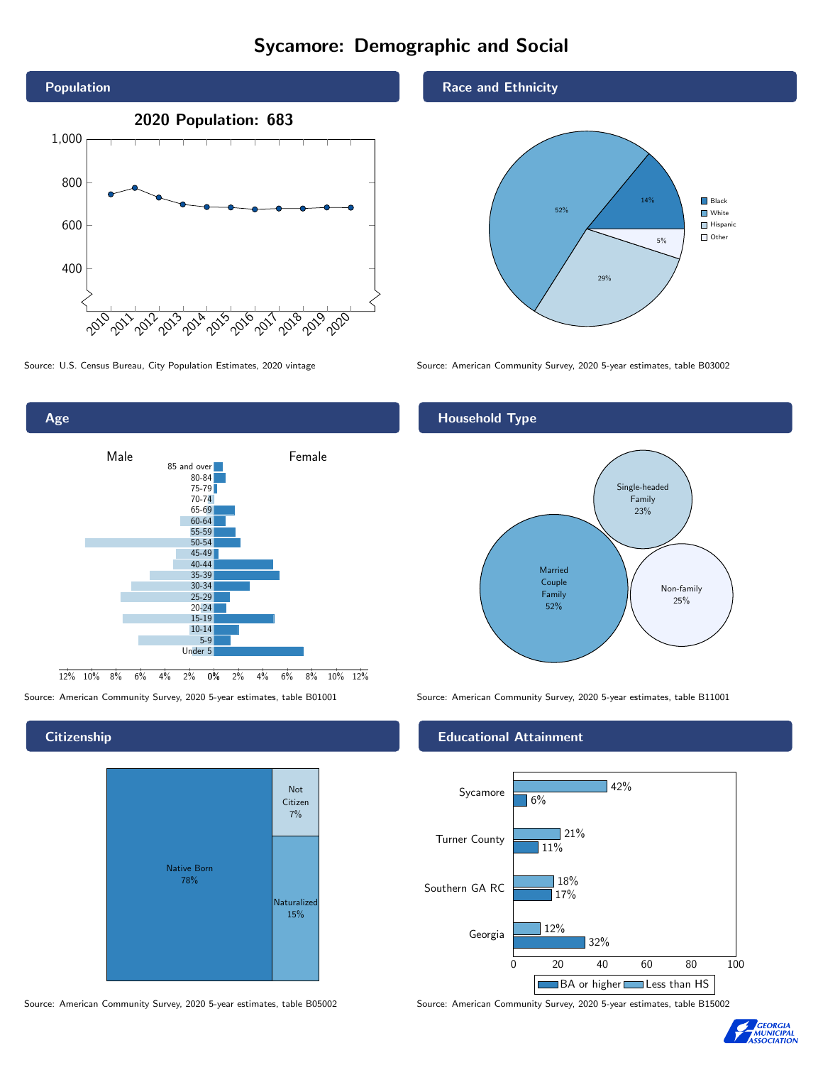# Sycamore: Demographic and Social

## Population

2020 Population: 683

Source: U.S. Census Bureau, City Population Estimates, 2020 vintage

## Race and Ethnicity

| Race/Ethnicity | Percent |
|---|---|
| Black | 14% |
| White | 52% |
| Hispanic | 29% |
| Other | 5% |

Source: American Community Survey, 2020 5-year estimates, table B03002

## Age

Source: American Community Survey, 2020 5-year estimates, table B01001

## Household Type

| Household Type | Percent |
|---|---|
| Married Couple Family | 52% |
| Single-headed Family | 23% |
| Non-family | 25% |

Source: American Community Survey, 2020 5-year estimates, table B11001

## Citizenship

| Citizenship | Percent |
|---|---|
| Native Born | 78% |
| Naturalized | 15% |
| Not Citizen | 7% |

Source: American Community Survey, 2020 5-year estimates, table B05002

## Educational Attainment

| Area | Less than HS | BA or higher |
|---|---|---|
| Sycamore | 42% | 6% |
| Turner County | 21% | 11% |
| Southern GA RC | 18% | 17% |
| Georgia | 12% | 32% |

Source: American Community Survey, 2020 5-year estimates, table B15002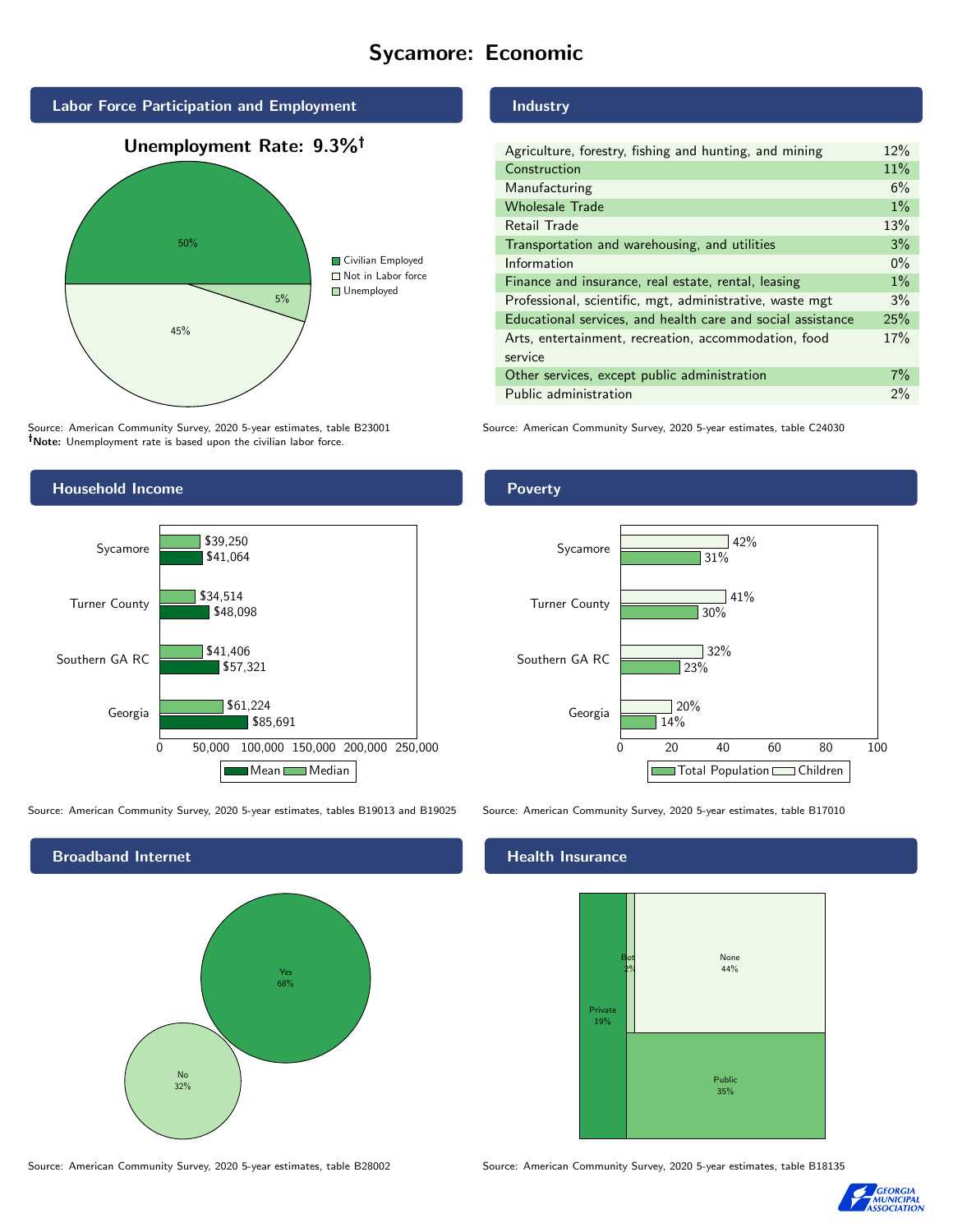# Sycamore: Economic

## Labor Force Participation and Employment

**Unemployment Rate: 9.3%†**

| Category | Percent |
|---|---|
| Civilian Employed | 50% |
| Not in Labor force | 45% |
| Unemployed | 5% |

Source: American Community Survey, 2020 5-year estimates, table B23001
**†Note:** Unemployment rate is based upon the civilian labor force.

## Industry

| Industry | Percent |
|---|---|
| Agriculture, forestry, fishing and hunting, and mining | 12% |
| Construction | 11% |
| Manufacturing | 6% |
| Wholesale Trade | 1% |
| Retail Trade | 13% |
| Transportation and warehousing, and utilities | 3% |
| Information | 0% |
| Finance and insurance, real estate, rental, leasing | 1% |
| Professional, scientific, mgt, administrative, waste mgt | 3% |
| Educational services, and health care and social assistance | 25% |
| Arts, entertainment, recreation, accommodation, food service | 17% |
| Other services, except public administration | 7% |
| Public administration | 2% |

Source: American Community Survey, 2020 5-year estimates, table C24030

## Household Income

| Area | Median | Mean |
|---|---|---|
| Sycamore | $39,250 | $41,064 |
| Turner County | $34,514 | $48,098 |
| Southern GA RC | $41,406 | $57,321 |
| Georgia | $61,224 | $85,691 |

Source: American Community Survey, 2020 5-year estimates, tables B19013 and B19025

## Poverty

| Area | Children | Total Population |
|---|---|---|
| Sycamore | 42% | 31% |
| Turner County | 41% | 30% |
| Southern GA RC | 32% | 23% |
| Georgia | 20% | 14% |

Source: American Community Survey, 2020 5-year estimates, table B17010

## Broadband Internet

| Response | Percent |
|---|---|
| Yes | 68% |
| No | 32% |

Source: American Community Survey, 2020 5-year estimates, table B28002

## Health Insurance

| Type | Percent |
|---|---|
| Private | 19% |
| Both | 2% |
| None | 44% |
| Public | 35% |

Source: American Community Survey, 2020 5-year estimates, table B18135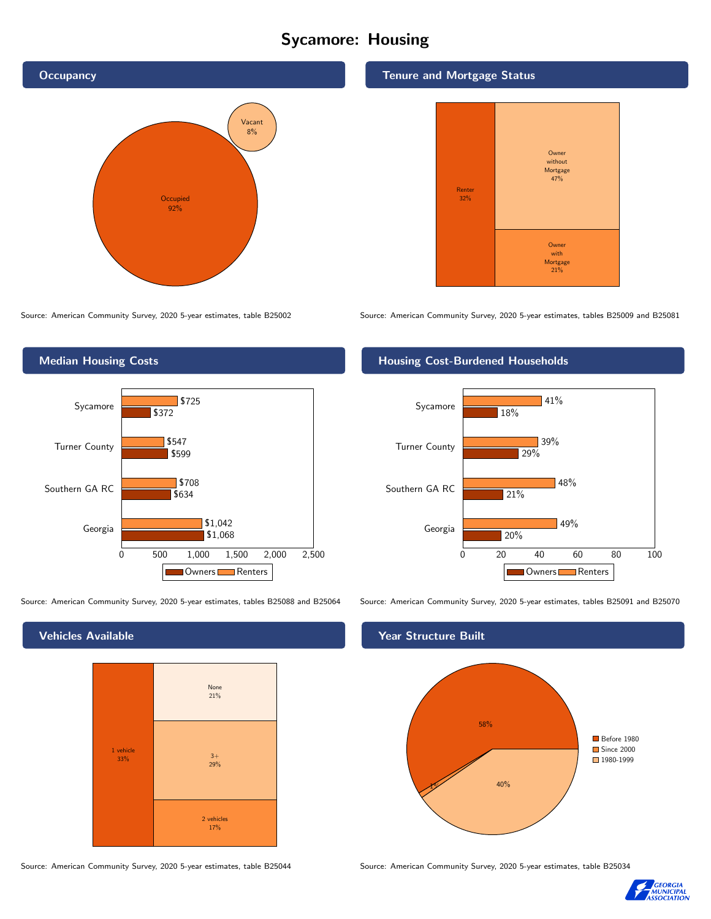# Sycamore: Housing

## Occupancy

Vacant
8%

Occupied
92%

Source: American Community Survey, 2020 5-year estimates, table B25002

## Tenure and Mortgage Status

Renter
32%

Owner
without
Mortgage
47%

Owner
with
Mortgage
21%

Source: American Community Survey, 2020 5-year estimates, tables B25009 and B25081

## Median Housing Costs

Sycamore
$725
$372

Turner County
$547
$599

Southern GA RC
$708
$634

Georgia
$1,042
$1,068

0 500 1,000 1,500 2,000 2,500

Owners Renters

Source: American Community Survey, 2020 5-year estimates, tables B25088 and B25064

## Housing Cost-Burdened Households

Sycamore
41%
18%

Turner County
39%
29%

Southern GA RC
48%
21%

Georgia
49%
20%

0 20 40 60 80 100

Owners Renters

Source: American Community Survey, 2020 5-year estimates, tables B25091 and B25070

## Vehicles Available

1 vehicle
33%

None
21%

3+
29%

2 vehicles
17%

Source: American Community Survey, 2020 5-year estimates, table B25044

## Year Structure Built

58%

1%

40%

Before 1980
Since 2000
1980-1999

Source: American Community Survey, 2020 5-year estimates, table B25034